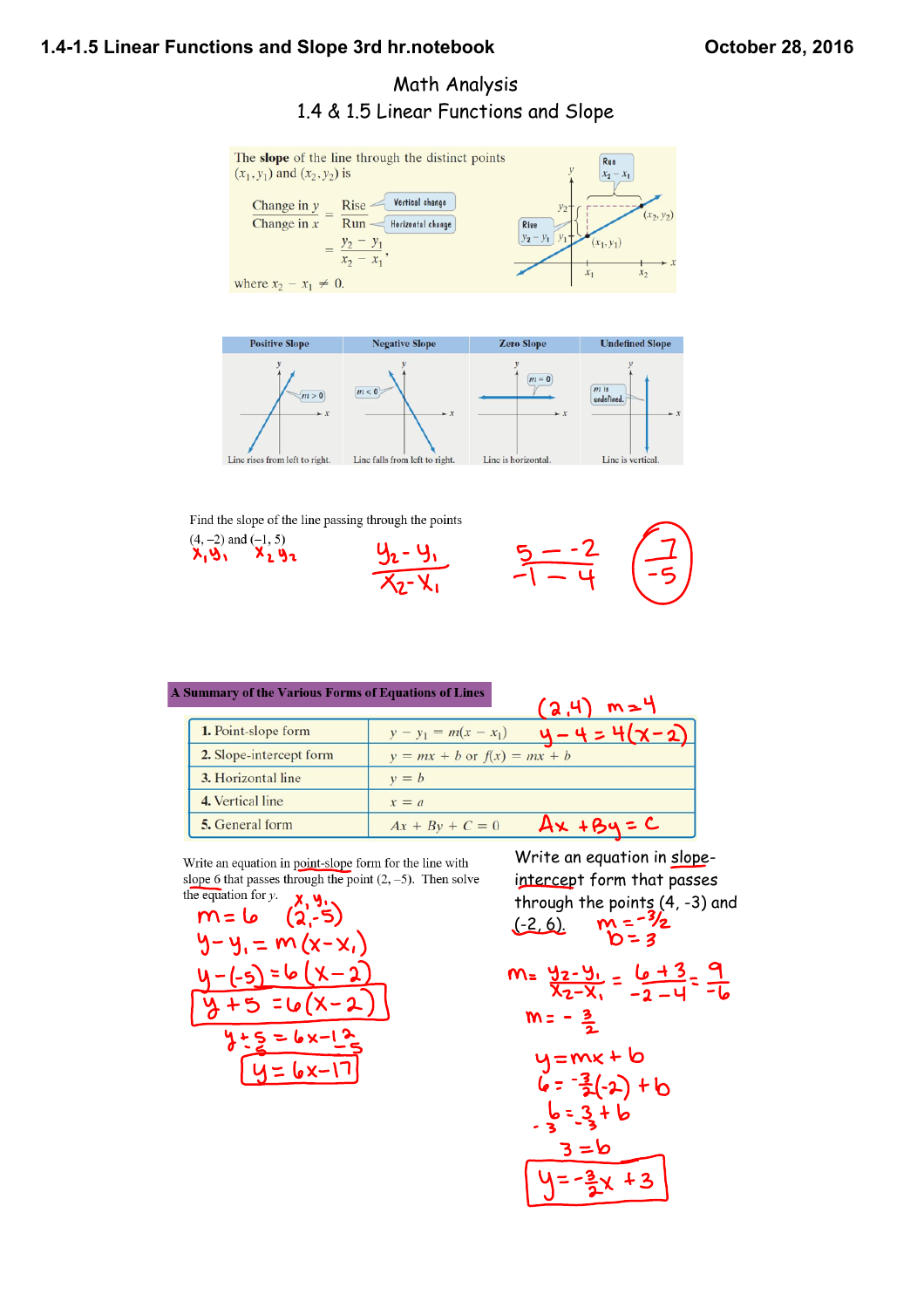# Math Analysis

## 1.4 & 1.5 Linear Functions and Slope

The **slope** of the line through the distinct points $(x_1, y_1)$ and $(x_2, y_2)$ is

$$\frac{\text{Change in } y}{\text{Change in } x} = \frac{\text{Rise}}{\text{Run}} = \frac{y_2 - y_1}{x_2 - x_1},$$

where $x_2 - x_1 \neq 0$.

Rise: Vertical change. Run: Horizontal change.

Rise $y_2 - y_1$; Run $x_2 - x_1$; points $(x_1, y_1)$ and $(x_2, y_2)$.

| Positive Slope | Negative Slope | Zero Slope | Undefined Slope |
|---|---|---|---|
| $m > 0$ | $m < 0$ | $m = 0$ | $m$ is undefined. |
| Line rises from left to right. | Line falls from left to right. | Line is horizontal. | Line is vertical. |

Find the slope of the line passing through the points $(4, -2)$ and $(-1, 5)$

$x_1, y_1 \quad x_2, y_2$

$$\frac{y_2 - y_1}{x_2 - x_1} \qquad \frac{5 - -2}{-1 - 4} \qquad \frac{7}{-5}$$

### A Summary of the Various Forms of Equations of Lines

| | |
|---|---|
| **1.** Point-slope form | $y - y_1 = m(x - x_1)$ |
| **2.** Slope-intercept form | $y = mx + b$ or $f(x) = mx + b$ |
| **3.** Horizontal line | $y = b$ |
| **4.** Vertical line | $x = a$ |
| **5.** General form | $Ax + By + C = 0$ |

$(2, 4)$ $m = 4$: $y - 4 = 4(x - 2)$

$Ax + By = C$

Write an equation in point-slope form for the line with slope 6 that passes through the point $(2, -5)$. Then solve the equation for $y$.

$m = 6 \quad (2, -5)$ ($x_1, y_1$)

$y - y_1 = m(x - x_1)$

$y - (-5) = 6(x - 2)$

$\boxed{y + 5 = 6(x - 2)}$

$y + 5 = 6x - 12$
$\quad -5 \qquad\quad -5$

$\boxed{y = 6x - 17}$

Write an equation in slope-intercept form that passes through the points $(4, -3)$ and $(-2, 6)$.

$m = -3/2$
$b = 3$

$$m = \frac{y_2 - y_1}{x_2 - x_1} = \frac{6 + 3}{-2 - 4} = \frac{9}{-6}$$

$m = -\frac{3}{2}$

$y = mx + b$

$6 = -\frac{3}{2}(-2) + b$

$6 = 3 + b$
$-3 \quad -3$

$3 = b$

$\boxed{y = -\frac{3}{2}x + 3}$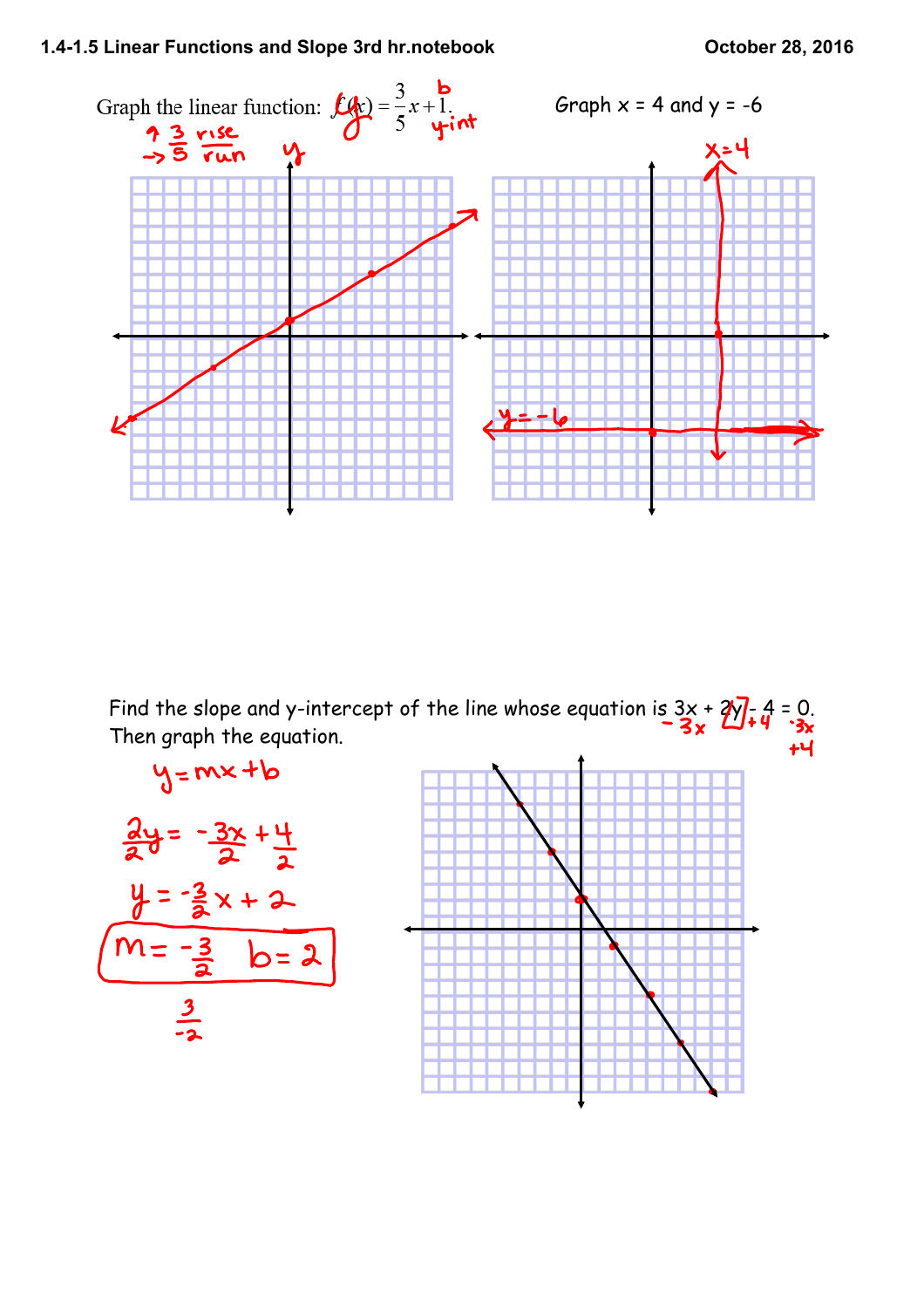Graph the linear function: $f(x) = \frac{3}{5}x + 1$.

Graph x = 4 and y = -6

$\uparrow 3$ rise
$\rightarrow 5$ run

$b$ — y-int

$x = 4$

$y = -6$

Find the slope and y-intercept of the line whose equation is $3x + 2y - 4 = 0$. Then graph the equation.

$-3x \quad +4 \qquad -3x \quad +4$

$y = mx + b$

$\frac{2y}{2} = \frac{-3x}{2} + \frac{4}{2}$

$y = -\frac{3}{2}x + 2$

$m = -\frac{3}{2} \quad b = 2$

$\frac{3}{-2}$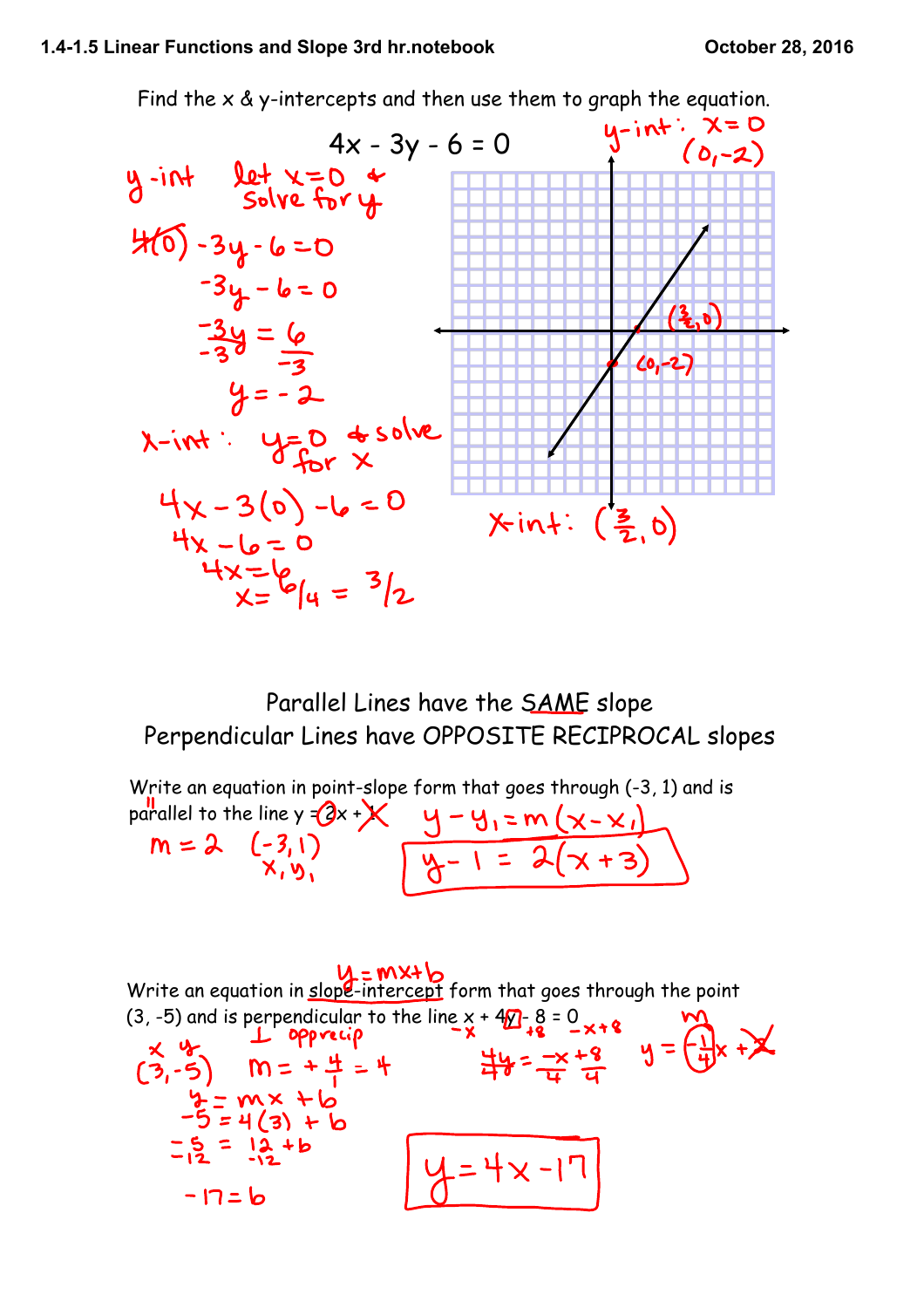Find the x & y-intercepts and then use them to graph the equation.

$$4x - 3y - 6 = 0$$

y-int: let $x=0$ & solve for y

$4(0) - 3y - 6 = 0$

$-3y - 6 = 0$

$\frac{-3y}{-3} = \frac{6}{-3}$

$y = -2$

y-int: $x=0$ $(0,-2)$

x-int: $y=0$ & solve for x

$4x - 3(0) - 6 = 0$

$4x - 6 = 0$

$4x = 6$

$x = 6/4 = 3/2$

x-int: $(\frac{3}{2}, 0)$

$(\frac{3}{2}, 0)$

$(0,-2)$

Parallel Lines have the SAME slope

Perpendicular Lines have OPPOSITE RECIPROCAL slopes

Write an equation in point-slope form that goes through (-3, 1) and is parallel to the line $y = 2x + 1$

$m = 2$ $(-3, 1)$ $x_1, y_1$

$y - y_1 = m(x - x_1)$

$$y - 1 = 2(x + 3)$$

Write an equation in slope-intercept form that goes through the point (3, -5) and is perpendicular to the line $x + 4y - 8 = 0$

$y = mx + b$

⊥ opprecip

$-x$ $+8$ $-x+8$

$\frac{4y}{4} = \frac{-x+8}{4}$

$y = -\frac{1}{4}x + 2$

x y
(3, -5) $m = +\frac{4}{1} = 4$

$y = mx + b$

$-5 = 4(3) + b$

$-5 = 12 + b$

$-12$ $-12$

$-17 = b$

$$y = 4x - 17$$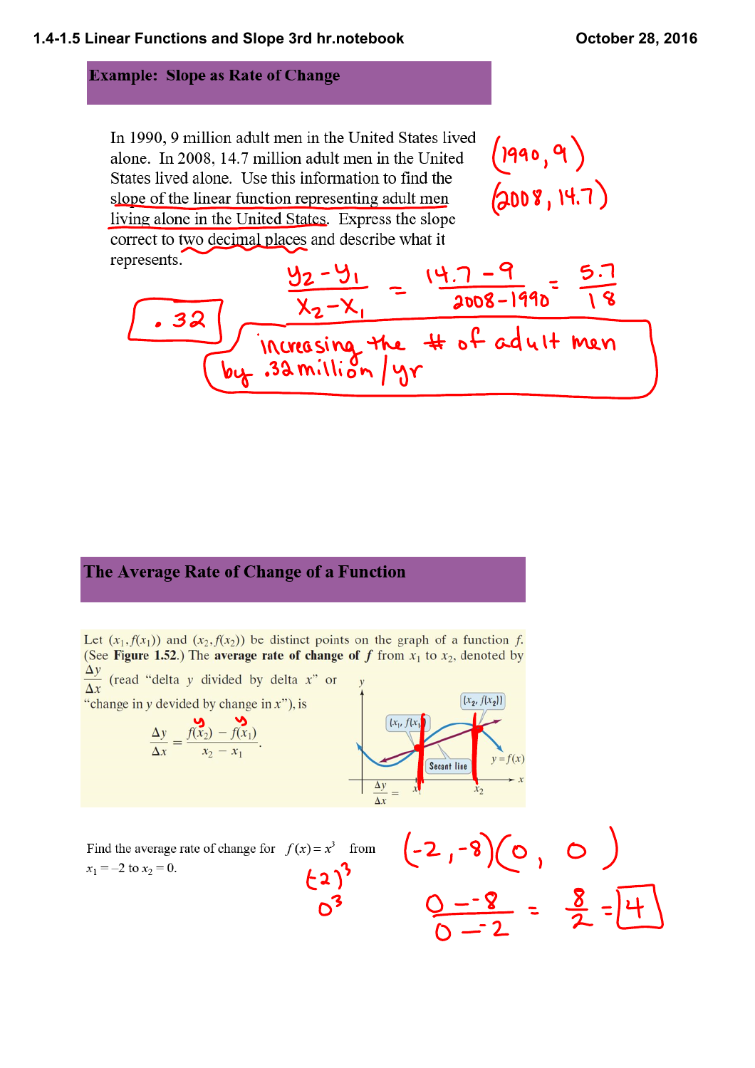## Example: Slope as Rate of Change

In 1990, 9 million adult men in the United States lived alone. In 2008, 14.7 million adult men in the United States lived alone. Use this information to find the slope of the linear function representing adult men living alone in the United States. Express the slope correct to two decimal places and describe what it represents.

(1990, 9)

(2008, 14.7)

$$\frac{y_2 - y_1}{x_2 - x_1} = \frac{14.7 - 9}{2008 - 1990} = \frac{5.7}{18}$$

.32

increasing the # of adult men by .32 million/yr

## The Average Rate of Change of a Function

Let $(x_1, f(x_1))$ and $(x_2, f(x_2))$ be distinct points on the graph of a function $f$. (See **Figure 1.52.**) The **average rate of change of** $f$ from $x_1$ to $x_2$, denoted by $\frac{\Delta y}{\Delta x}$ (read "delta $y$ divided by delta $x$" or "change in $y$ devided by change in $x$"), is

$$\frac{\Delta y}{\Delta x} = \frac{f(x_2) - f(x_1)}{x_2 - x_1}.$$

$(x_1, f(x_1))$, $(x_2, f(x_2))$, Secant line, $y = f(x)$, $\frac{\Delta y}{\Delta x} =$

Find the average rate of change for $f(x) = x^3$ from $x_1 = -2$ to $x_2 = 0$.

$(-2)^3$

$0^3$

$(-2, -8)\ (0, 0)$

$$\frac{0 - -8}{0 - -2} = \frac{8}{2} = 4$$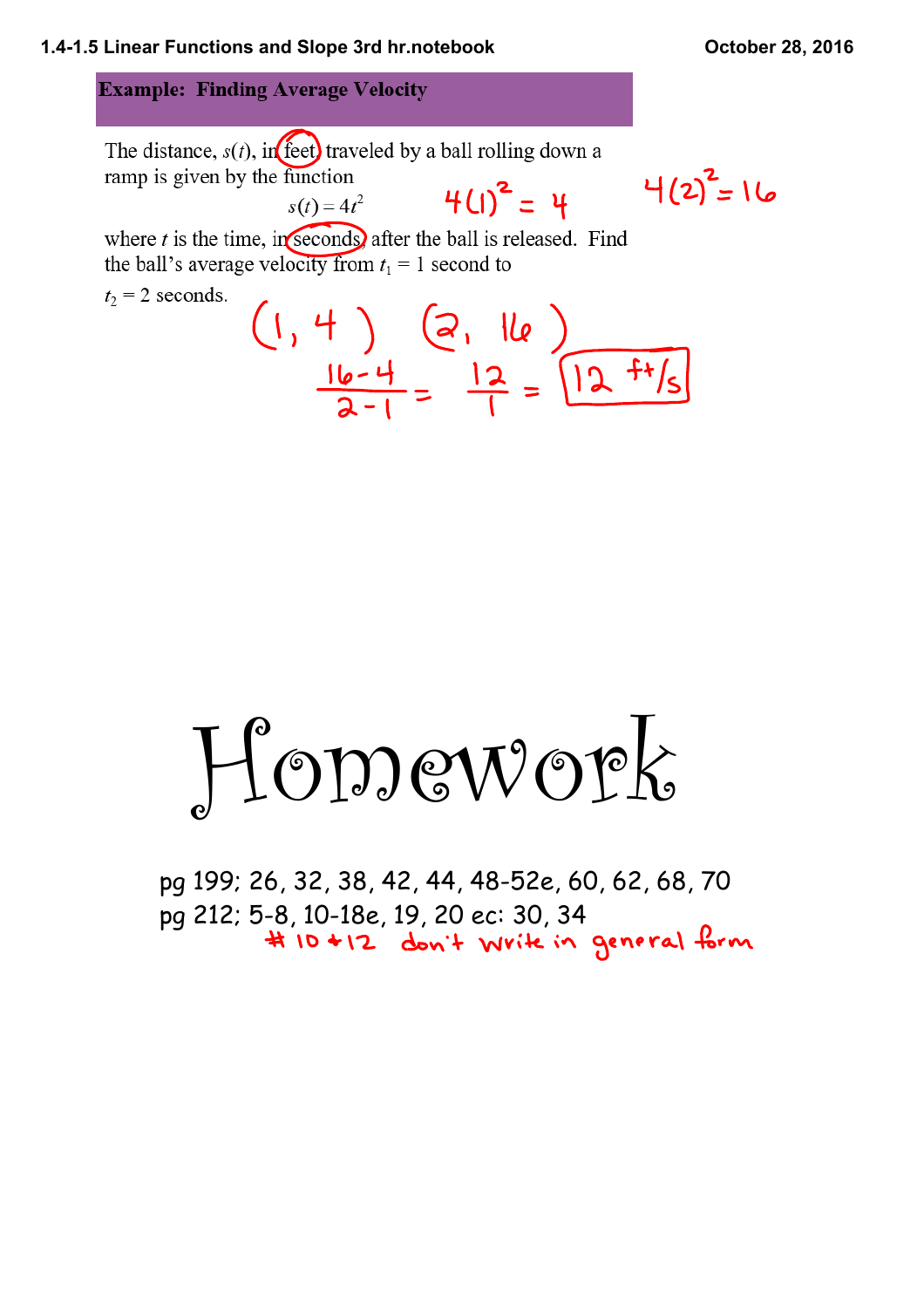## Example: Finding Average Velocity

The distance, $s(t)$, in feet traveled by a ball rolling down a ramp is given by the function

$$s(t) = 4t^2$$

$4(1)^2 = 4$ $\quad$ $4(2)^2 = 16$

where $t$ is the time, in seconds after the ball is released. Find the ball's average velocity from $t_1 = 1$ second to $t_2 = 2$ seconds.

$(1, 4)$ $\quad$ $(2, 16)$

$$\frac{16-4}{2-1} = \frac{12}{1} = 12 \text{ ft/s}$$

# Homework

pg 199; 26, 32, 38, 42, 44, 48-52e, 60, 62, 68, 70

pg 212; 5-8, 10-18e, 19, 20 ec: 30, 34

# 10 + 12 don't write in general form